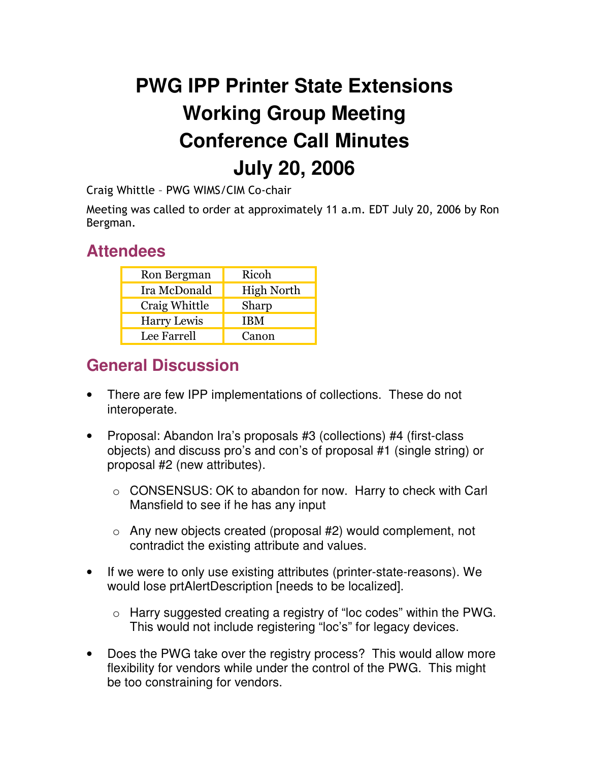# PWG IPP Printer State Extensions Working Group Meeting Conference Call Minutes July 20, 2006

Craig Whittle – PWG WIMS/CIM Co-chair

Meeting was called to order at approximately 11 a.m. EDT July 20, 2006 by Ron Bergman.

## Attendees

| | |
|---|---|
| Ron Bergman | Ricoh |
| Ira McDonald | High North |
| Craig Whittle | Sharp |
| Harry Lewis | IBM |
| Lee Farrell | Canon |

## General Discussion

- There are few IPP implementations of collections. These do not interoperate.
- Proposal: Abandon Ira's proposals #3 (collections) #4 (first-class objects) and discuss pro's and con's of proposal #1 (single string) or proposal #2 (new attributes).
  - CONSENSUS: OK to abandon for now. Harry to check with Carl Mansfield to see if he has any input
  - Any new objects created (proposal #2) would complement, not contradict the existing attribute and values.
- If we were to only use existing attributes (printer-state-reasons). We would lose prtAlertDescription [needs to be localized].
  - Harry suggested creating a registry of "loc codes" within the PWG. This would not include registering "loc's" for legacy devices.
- Does the PWG take over the registry process? This would allow more flexibility for vendors while under the control of the PWG. This might be too constraining for vendors.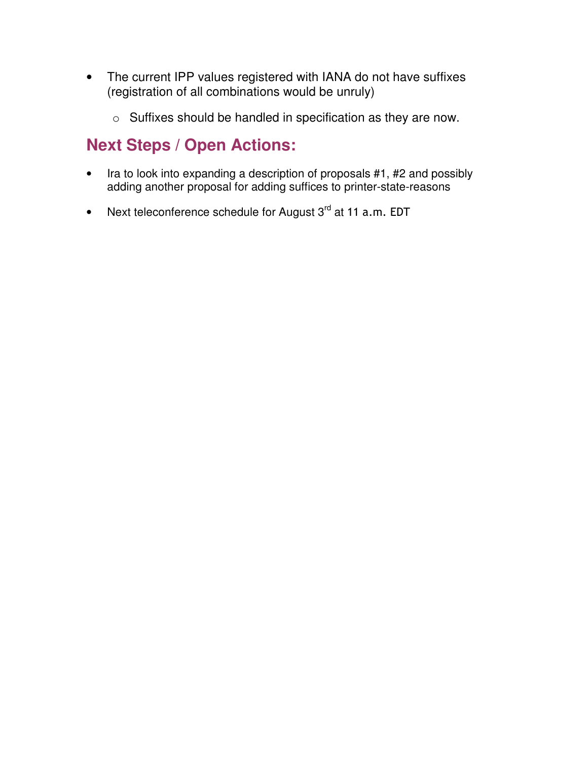- The current IPP values registered with IANA do not have suffixes (registration of all combinations would be unruly)
    - Suffixes should be handled in specification as they are now.

## Next Steps / Open Actions:

- Ira to look into expanding a description of proposals #1, #2 and possibly adding another proposal for adding suffices to printer-state-reasons
- Next teleconference schedule for August 3rd at 11 a.m. EDT